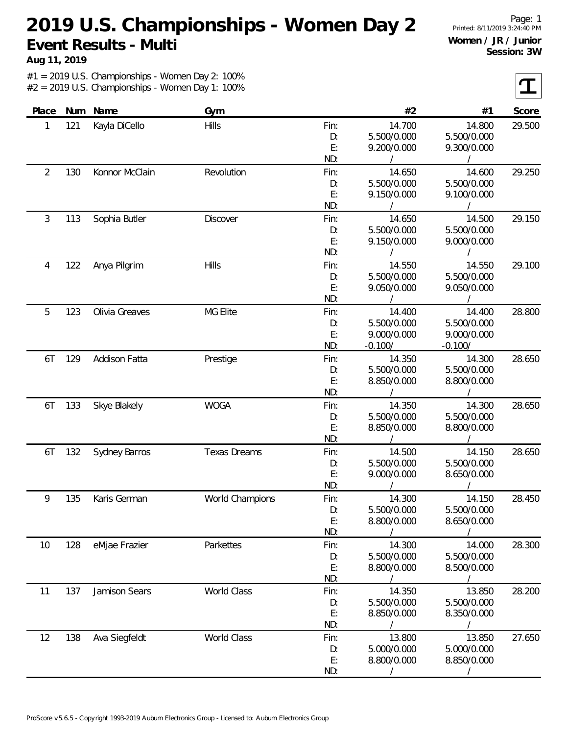# 2019 U.S. Championships - Women Day 2

## Event Results - Multi

**Aug 11, 2019**

Page: 1
Printed: 8/11/2019 3:24:40 PM

**Women / JR / Junior**
**Session: 3W**

#1 = 2019 U.S. Championships - Women Day 2: 100%
#2 = 2019 U.S. Championships - Women Day 1: 100%

| Place | Num | Name | Gym | | #2 | #1 | Score |
|---|---|---|---|---|---|---|---|
| 1 | 121 | Kayla DiCello | Hills | Fin: | 14.700 | 14.800 | 29.500 |
| | | | | D: | 5.500/0.000 | 5.500/0.000 | |
| | | | | E: | 9.200/0.000 | 9.300/0.000 | |
| | | | | ND: | / | / | |
| 2 | 130 | Konnor McClain | Revolution | Fin: | 14.650 | 14.600 | 29.250 |
| | | | | D: | 5.500/0.000 | 5.500/0.000 | |
| | | | | E: | 9.150/0.000 | 9.100/0.000 | |
| | | | | ND: | / | / | |
| 3 | 113 | Sophia Butler | Discover | Fin: | 14.650 | 14.500 | 29.150 |
| | | | | D: | 5.500/0.000 | 5.500/0.000 | |
| | | | | E: | 9.150/0.000 | 9.000/0.000 | |
| | | | | ND: | / | / | |
| 4 | 122 | Anya Pilgrim | Hills | Fin: | 14.550 | 14.550 | 29.100 |
| | | | | D: | 5.500/0.000 | 5.500/0.000 | |
| | | | | E: | 9.050/0.000 | 9.050/0.000 | |
| | | | | ND: | / | / | |
| 5 | 123 | Olivia Greaves | MG Elite | Fin: | 14.400 | 14.400 | 28.800 |
| | | | | D: | 5.500/0.000 | 5.500/0.000 | |
| | | | | E: | 9.000/0.000 | 9.000/0.000 | |
| | | | | ND: | -0.100/ | -0.100/ | |
| 6T | 129 | Addison Fatta | Prestige | Fin: | 14.350 | 14.300 | 28.650 |
| | | | | D: | 5.500/0.000 | 5.500/0.000 | |
| | | | | E: | 8.850/0.000 | 8.800/0.000 | |
| | | | | ND: | / | / | |
| 6T | 133 | Skye Blakely | WOGA | Fin: | 14.350 | 14.300 | 28.650 |
| | | | | D: | 5.500/0.000 | 5.500/0.000 | |
| | | | | E: | 8.850/0.000 | 8.800/0.000 | |
| | | | | ND: | / | / | |
| 6T | 132 | Sydney Barros | Texas Dreams | Fin: | 14.500 | 14.150 | 28.650 |
| | | | | D: | 5.500/0.000 | 5.500/0.000 | |
| | | | | E: | 9.000/0.000 | 8.650/0.000 | |
| | | | | ND: | / | / | |
| 9 | 135 | Karis German | World Champions | Fin: | 14.300 | 14.150 | 28.450 |
| | | | | D: | 5.500/0.000 | 5.500/0.000 | |
| | | | | E: | 8.800/0.000 | 8.650/0.000 | |
| | | | | ND: | / | / | |
| 10 | 128 | eMjae Frazier | Parkettes | Fin: | 14.300 | 14.000 | 28.300 |
| | | | | D: | 5.500/0.000 | 5.500/0.000 | |
| | | | | E: | 8.800/0.000 | 8.500/0.000 | |
| | | | | ND: | / | / | |
| 11 | 137 | Jamison Sears | World Class | Fin: | 14.350 | 13.850 | 28.200 |
| | | | | D: | 5.500/0.000 | 5.500/0.000 | |
| | | | | E: | 8.850/0.000 | 8.350/0.000 | |
| | | | | ND: | / | / | |
| 12 | 138 | Ava Siegfeldt | World Class | Fin: | 13.800 | 13.850 | 27.650 |
| | | | | D: | 5.000/0.000 | 5.000/0.000 | |
| | | | | E: | 8.800/0.000 | 8.850/0.000 | |
| | | | | ND: | / | / | |

ProScore v5.6.5 - Copyright 1993-2019 Auburn Electronics Group - Licensed to: Auburn Electronics Group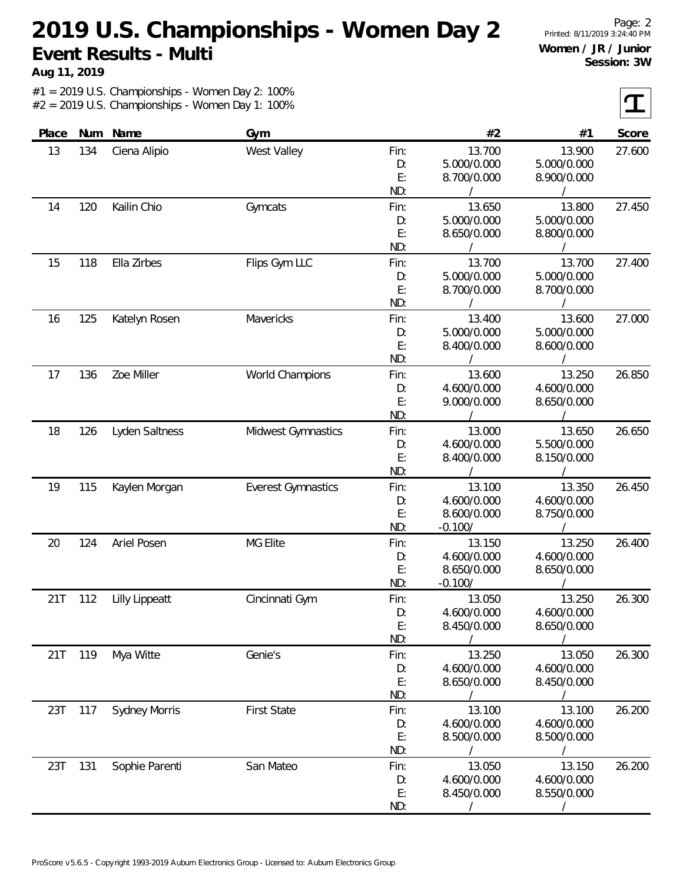# 2019 U.S. Championships - Women Day 2

## Event Results - Multi

**Aug 11, 2019**

Printed: 8/11/2019 3:24:40 PM

**Women / JR / Junior**
**Session: 3W**

#1 = 2019 U.S. Championships - Women Day 2: 100%
#2 = 2019 U.S. Championships - Women Day 1: 100%

| Place | Num | Name | Gym | | #2 | #1 | Score |
|---|---|---|---|---|---|---|---|
| 13 | 134 | Ciena Alipio | West Valley | Fin: | 13.700 | 13.900 | 27.600 |
| | | | | D: | 5.000/0.000 | 5.000/0.000 | |
| | | | | E: | 8.700/0.000 | 8.900/0.000 | |
| | | | | ND: | / | / | |
| 14 | 120 | Kailin Chio | Gymcats | Fin: | 13.650 | 13.800 | 27.450 |
| | | | | D: | 5.000/0.000 | 5.000/0.000 | |
| | | | | E: | 8.650/0.000 | 8.800/0.000 | |
| | | | | ND: | / | / | |
| 15 | 118 | Ella Zirbes | Flips Gym LLC | Fin: | 13.700 | 13.700 | 27.400 |
| | | | | D: | 5.000/0.000 | 5.000/0.000 | |
| | | | | E: | 8.700/0.000 | 8.700/0.000 | |
| | | | | ND: | / | / | |
| 16 | 125 | Katelyn Rosen | Mavericks | Fin: | 13.400 | 13.600 | 27.000 |
| | | | | D: | 5.000/0.000 | 5.000/0.000 | |
| | | | | E: | 8.400/0.000 | 8.600/0.000 | |
| | | | | ND: | / | / | |
| 17 | 136 | Zoe Miller | World Champions | Fin: | 13.600 | 13.250 | 26.850 |
| | | | | D: | 4.600/0.000 | 4.600/0.000 | |
| | | | | E: | 9.000/0.000 | 8.650/0.000 | |
| | | | | ND: | / | / | |
| 18 | 126 | Lyden Saltness | Midwest Gymnastics | Fin: | 13.000 | 13.650 | 26.650 |
| | | | | D: | 4.600/0.000 | 5.500/0.000 | |
| | | | | E: | 8.400/0.000 | 8.150/0.000 | |
| | | | | ND: | / | / | |
| 19 | 115 | Kaylen Morgan | Everest Gymnastics | Fin: | 13.100 | 13.350 | 26.450 |
| | | | | D: | 4.600/0.000 | 4.600/0.000 | |
| | | | | E: | 8.600/0.000 | 8.750/0.000 | |
| | | | | ND: | -0.100/ | / | |
| 20 | 124 | Ariel Posen | MG Elite | Fin: | 13.150 | 13.250 | 26.400 |
| | | | | D: | 4.600/0.000 | 4.600/0.000 | |
| | | | | E: | 8.650/0.000 | 8.650/0.000 | |
| | | | | ND: | -0.100/ | / | |
| 21T | 112 | Lilly Lippeatt | Cincinnati Gym | Fin: | 13.050 | 13.250 | 26.300 |
| | | | | D: | 4.600/0.000 | 4.600/0.000 | |
| | | | | E: | 8.450/0.000 | 8.650/0.000 | |
| | | | | ND: | / | / | |
| 21T | 119 | Mya Witte | Genie's | Fin: | 13.250 | 13.050 | 26.300 |
| | | | | D: | 4.600/0.000 | 4.600/0.000 | |
| | | | | E: | 8.650/0.000 | 8.450/0.000 | |
| | | | | ND: | / | / | |
| 23T | 117 | Sydney Morris | First State | Fin: | 13.100 | 13.100 | 26.200 |
| | | | | D: | 4.600/0.000 | 4.600/0.000 | |
| | | | | E: | 8.500/0.000 | 8.500/0.000 | |
| | | | | ND: | / | / | |
| 23T | 131 | Sophie Parenti | San Mateo | Fin: | 13.050 | 13.150 | 26.200 |
| | | | | D: | 4.600/0.000 | 4.600/0.000 | |
| | | | | E: | 8.450/0.000 | 8.550/0.000 | |
| | | | | ND: | / | / | |

ProScore v5.6.5 - Copyright 1993-2019 Auburn Electronics Group - Licensed to: Auburn Electronics Group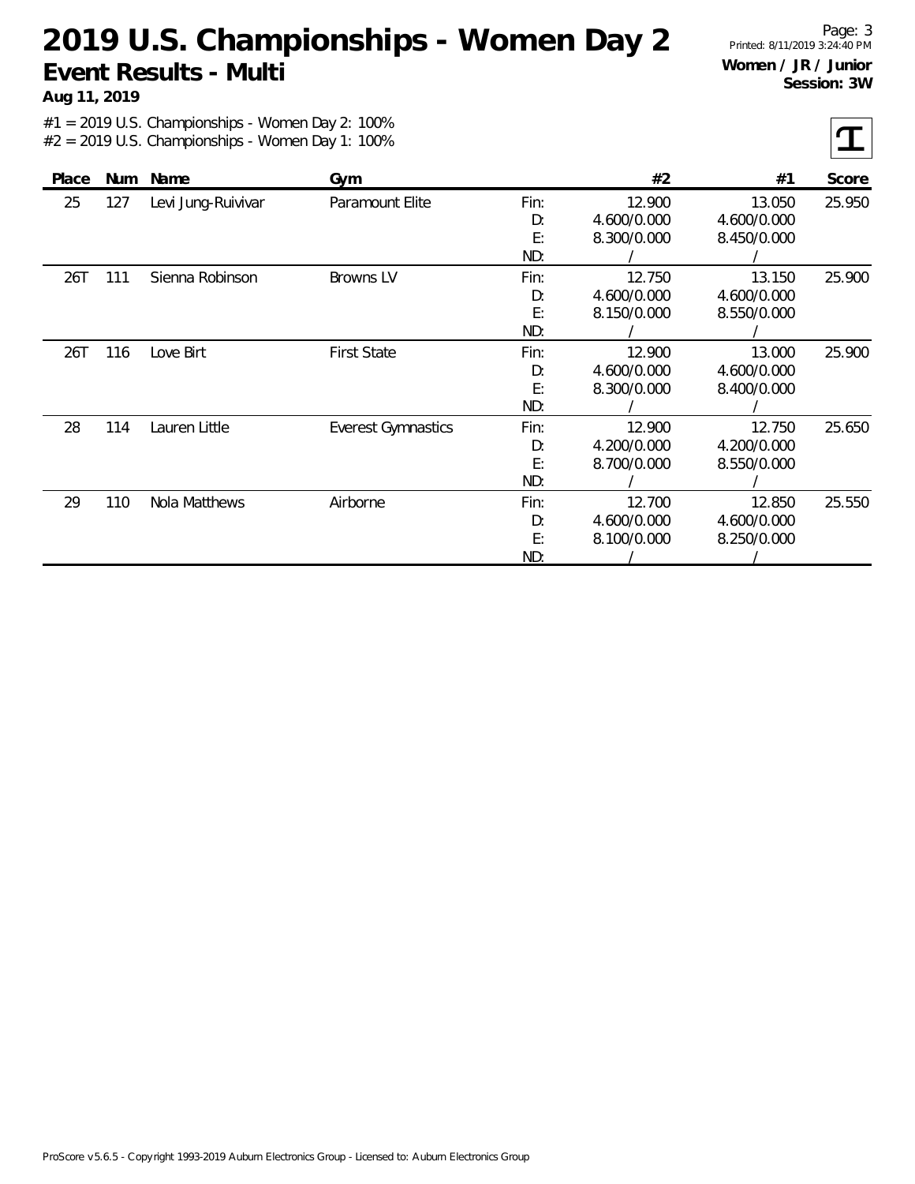# 2019 U.S. Championships - Women Day 2

## Event Results - Multi

**Aug 11, 2019**

**Women / JR / Junior**
**Session: 3W**

#1 = 2019 U.S. Championships - Women Day 2: 100%
#2 = 2019 U.S. Championships - Women Day 1: 100%

| Place | Num | Name | Gym | | #2 | #1 | Score |
|---|---|---|---|---|---|---|---|
| 25 | 127 | Levi Jung-Ruivivar | Paramount Elite | Fin: | 12.900 | 13.050 | 25.950 |
| | | | | D: | 4.600/0.000 | 4.600/0.000 | |
| | | | | E: | 8.300/0.000 | 8.450/0.000 | |
| | | | | ND: | / | / | |
| 26T | 111 | Sienna Robinson | Browns LV | Fin: | 12.750 | 13.150 | 25.900 |
| | | | | D: | 4.600/0.000 | 4.600/0.000 | |
| | | | | E: | 8.150/0.000 | 8.550/0.000 | |
| | | | | ND: | / | / | |
| 26T | 116 | Love Birt | First State | Fin: | 12.900 | 13.000 | 25.900 |
| | | | | D: | 4.600/0.000 | 4.600/0.000 | |
| | | | | E: | 8.300/0.000 | 8.400/0.000 | |
| | | | | ND: | / | / | |
| 28 | 114 | Lauren Little | Everest Gymnastics | Fin: | 12.900 | 12.750 | 25.650 |
| | | | | D: | 4.200/0.000 | 4.200/0.000 | |
| | | | | E: | 8.700/0.000 | 8.550/0.000 | |
| | | | | ND: | / | / | |
| 29 | 110 | Nola Matthews | Airborne | Fin: | 12.700 | 12.850 | 25.550 |
| | | | | D: | 4.600/0.000 | 4.600/0.000 | |
| | | | | E: | 8.100/0.000 | 8.250/0.000 | |
| | | | | ND: | / | / | |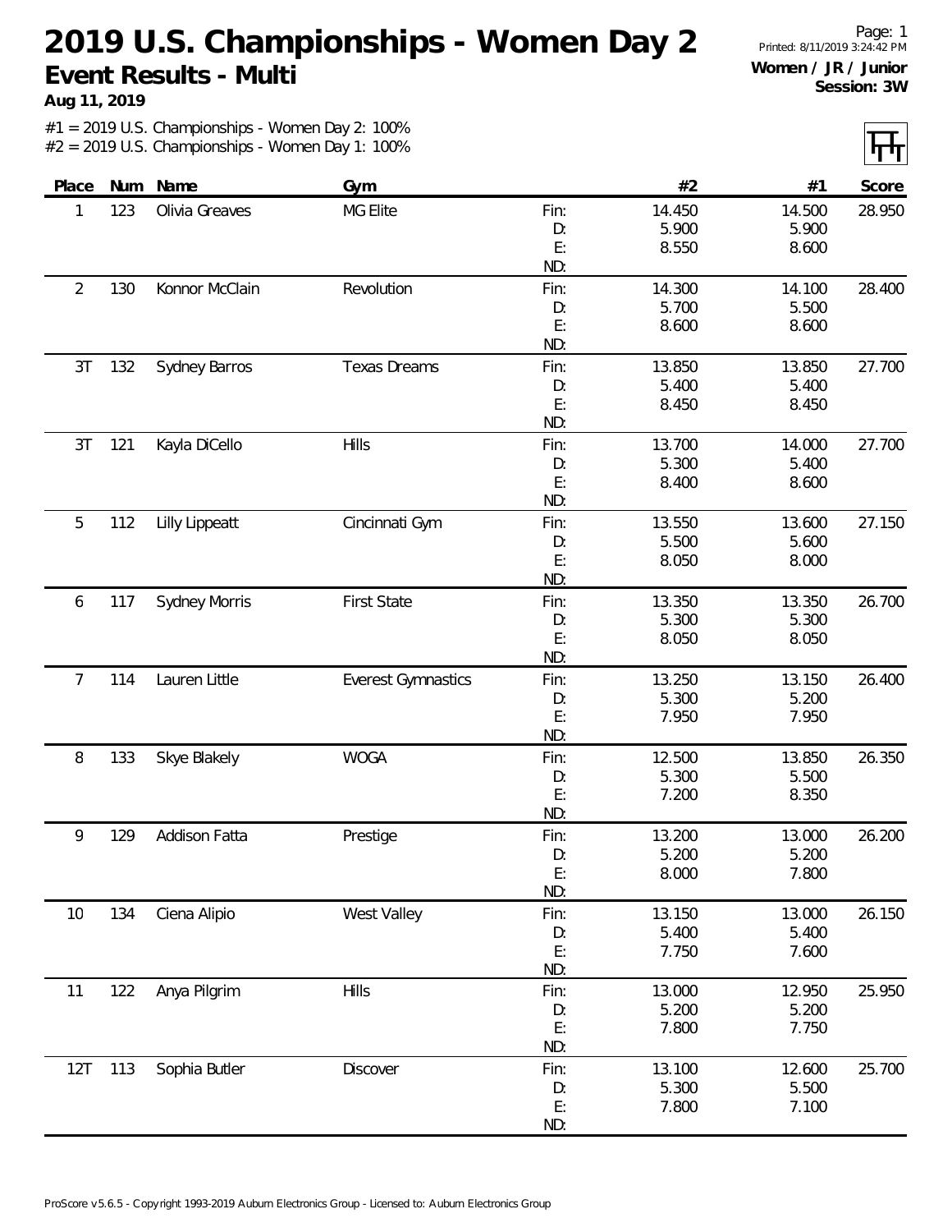# 2019 U.S. Championships - Women Day 2

## Event Results - Multi

**Aug 11, 2019**

**Women / JR / Junior**
**Session: 3W**

#1 = 2019 U.S. Championships - Women Day 2: 100%
#2 = 2019 U.S. Championships - Women Day 1: 100%

| Place | Num | Name | Gym | | #2 | #1 | Score |
|---|---|---|---|---|---|---|---|
| 1 | 123 | Olivia Greaves | MG Elite | Fin: | 14.450 | 14.500 | 28.950 |
| | | | | D: | 5.900 | 5.900 | |
| | | | | E: | 8.550 | 8.600 | |
| | | | | ND: | | | |
| 2 | 130 | Konnor McClain | Revolution | Fin: | 14.300 | 14.100 | 28.400 |
| | | | | D: | 5.700 | 5.500 | |
| | | | | E: | 8.600 | 8.600 | |
| | | | | ND: | | | |
| 3T | 132 | Sydney Barros | Texas Dreams | Fin: | 13.850 | 13.850 | 27.700 |
| | | | | D: | 5.400 | 5.400 | |
| | | | | E: | 8.450 | 8.450 | |
| | | | | ND: | | | |
| 3T | 121 | Kayla DiCello | Hills | Fin: | 13.700 | 14.000 | 27.700 |
| | | | | D: | 5.300 | 5.400 | |
| | | | | E: | 8.400 | 8.600 | |
| | | | | ND: | | | |
| 5 | 112 | Lilly Lippeatt | Cincinnati Gym | Fin: | 13.550 | 13.600 | 27.150 |
| | | | | D: | 5.500 | 5.600 | |
| | | | | E: | 8.050 | 8.000 | |
| | | | | ND: | | | |
| 6 | 117 | Sydney Morris | First State | Fin: | 13.350 | 13.350 | 26.700 |
| | | | | D: | 5.300 | 5.300 | |
| | | | | E: | 8.050 | 8.050 | |
| | | | | ND: | | | |
| 7 | 114 | Lauren Little | Everest Gymnastics | Fin: | 13.250 | 13.150 | 26.400 |
| | | | | D: | 5.300 | 5.200 | |
| | | | | E: | 7.950 | 7.950 | |
| | | | | ND: | | | |
| 8 | 133 | Skye Blakely | WOGA | Fin: | 12.500 | 13.850 | 26.350 |
| | | | | D: | 5.300 | 5.500 | |
| | | | | E: | 7.200 | 8.350 | |
| | | | | ND: | | | |
| 9 | 129 | Addison Fatta | Prestige | Fin: | 13.200 | 13.000 | 26.200 |
| | | | | D: | 5.200 | 5.200 | |
| | | | | E: | 8.000 | 7.800 | |
| | | | | ND: | | | |
| 10 | 134 | Ciena Alipio | West Valley | Fin: | 13.150 | 13.000 | 26.150 |
| | | | | D: | 5.400 | 5.400 | |
| | | | | E: | 7.750 | 7.600 | |
| | | | | ND: | | | |
| 11 | 122 | Anya Pilgrim | Hills | Fin: | 13.000 | 12.950 | 25.950 |
| | | | | D: | 5.200 | 5.200 | |
| | | | | E: | 7.800 | 7.750 | |
| | | | | ND: | | | |
| 12T | 113 | Sophia Butler | Discover | Fin: | 13.100 | 12.600 | 25.700 |
| | | | | D: | 5.300 | 5.500 | |
| | | | | E: | 7.800 | 7.100 | |
| | | | | ND: | | | |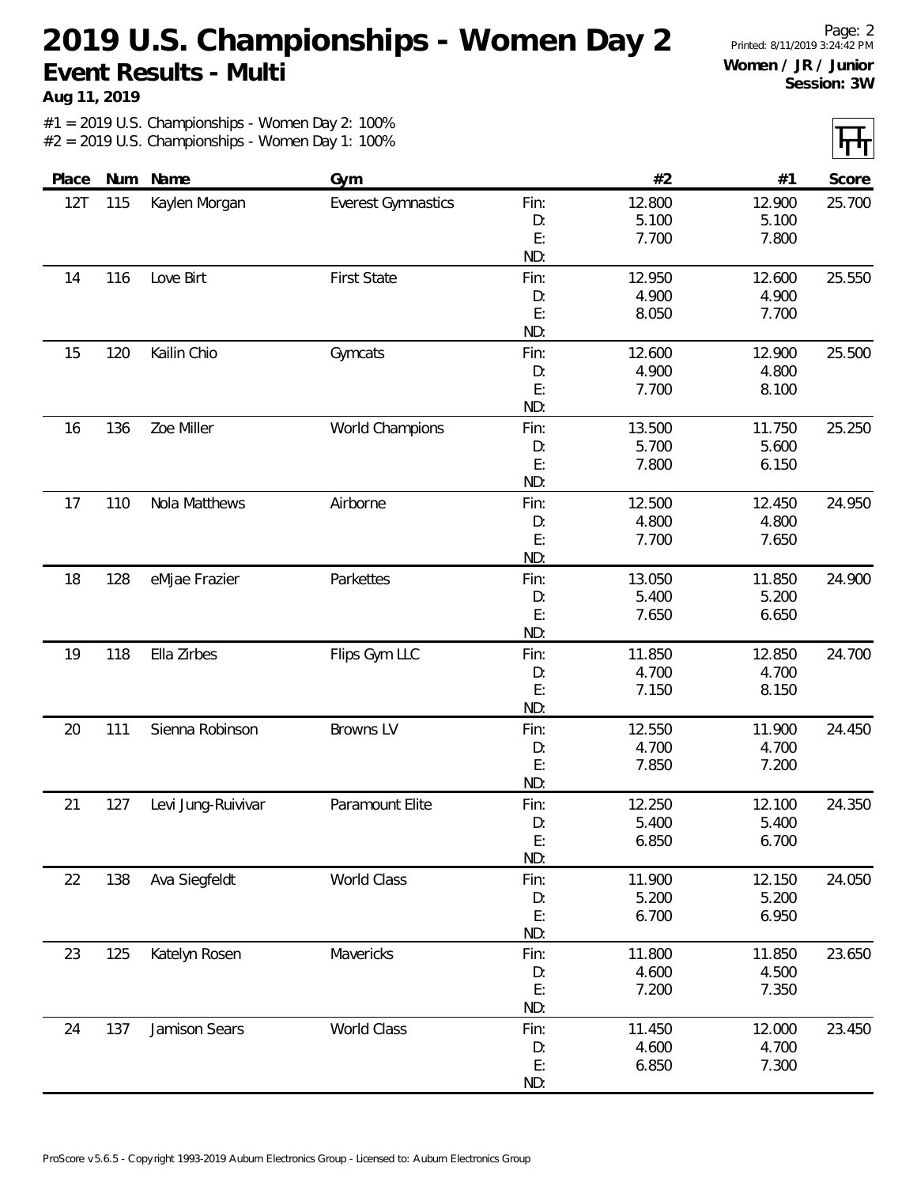# 2019 U.S. Championships - Women Day 2

## Event Results - Multi

**Aug 11, 2019**

**Women / JR / Junior**
**Session: 3W**

#1 = 2019 U.S. Championships - Women Day 2: 100%
#2 = 2019 U.S. Championships - Women Day 1: 100%

| Place | Num | Name | Gym | | #2 | #1 | Score |
|---|---|---|---|---|---|---|---|
| 12T | 115 | Kaylen Morgan | Everest Gymnastics | Fin: | 12.800 | 12.900 | 25.700 |
| | | | | D: | 5.100 | 5.100 | |
| | | | | E: | 7.700 | 7.800 | |
| | | | | ND: | | | |
| 14 | 116 | Love Birt | First State | Fin: | 12.950 | 12.600 | 25.550 |
| | | | | D: | 4.900 | 4.900 | |
| | | | | E: | 8.050 | 7.700 | |
| | | | | ND: | | | |
| 15 | 120 | Kailin Chio | Gymcats | Fin: | 12.600 | 12.900 | 25.500 |
| | | | | D: | 4.900 | 4.800 | |
| | | | | E: | 7.700 | 8.100 | |
| | | | | ND: | | | |
| 16 | 136 | Zoe Miller | World Champions | Fin: | 13.500 | 11.750 | 25.250 |
| | | | | D: | 5.700 | 5.600 | |
| | | | | E: | 7.800 | 6.150 | |
| | | | | ND: | | | |
| 17 | 110 | Nola Matthews | Airborne | Fin: | 12.500 | 12.450 | 24.950 |
| | | | | D: | 4.800 | 4.800 | |
| | | | | E: | 7.700 | 7.650 | |
| | | | | ND: | | | |
| 18 | 128 | eMjae Frazier | Parkettes | Fin: | 13.050 | 11.850 | 24.900 |
| | | | | D: | 5.400 | 5.200 | |
| | | | | E: | 7.650 | 6.650 | |
| | | | | ND: | | | |
| 19 | 118 | Ella Zirbes | Flips Gym LLC | Fin: | 11.850 | 12.850 | 24.700 |
| | | | | D: | 4.700 | 4.700 | |
| | | | | E: | 7.150 | 8.150 | |
| | | | | ND: | | | |
| 20 | 111 | Sienna Robinson | Browns LV | Fin: | 12.550 | 11.900 | 24.450 |
| | | | | D: | 4.700 | 4.700 | |
| | | | | E: | 7.850 | 7.200 | |
| | | | | ND: | | | |
| 21 | 127 | Levi Jung-Ruivivar | Paramount Elite | Fin: | 12.250 | 12.100 | 24.350 |
| | | | | D: | 5.400 | 5.400 | |
| | | | | E: | 6.850 | 6.700 | |
| | | | | ND: | | | |
| 22 | 138 | Ava Siegfeldt | World Class | Fin: | 11.900 | 12.150 | 24.050 |
| | | | | D: | 5.200 | 5.200 | |
| | | | | E: | 6.700 | 6.950 | |
| | | | | ND: | | | |
| 23 | 125 | Katelyn Rosen | Mavericks | Fin: | 11.800 | 11.850 | 23.650 |
| | | | | D: | 4.600 | 4.500 | |
| | | | | E: | 7.200 | 7.350 | |
| | | | | ND: | | | |
| 24 | 137 | Jamison Sears | World Class | Fin: | 11.450 | 12.000 | 23.450 |
| | | | | D: | 4.600 | 4.700 | |
| | | | | E: | 6.850 | 7.300 | |
| | | | | ND: | | | |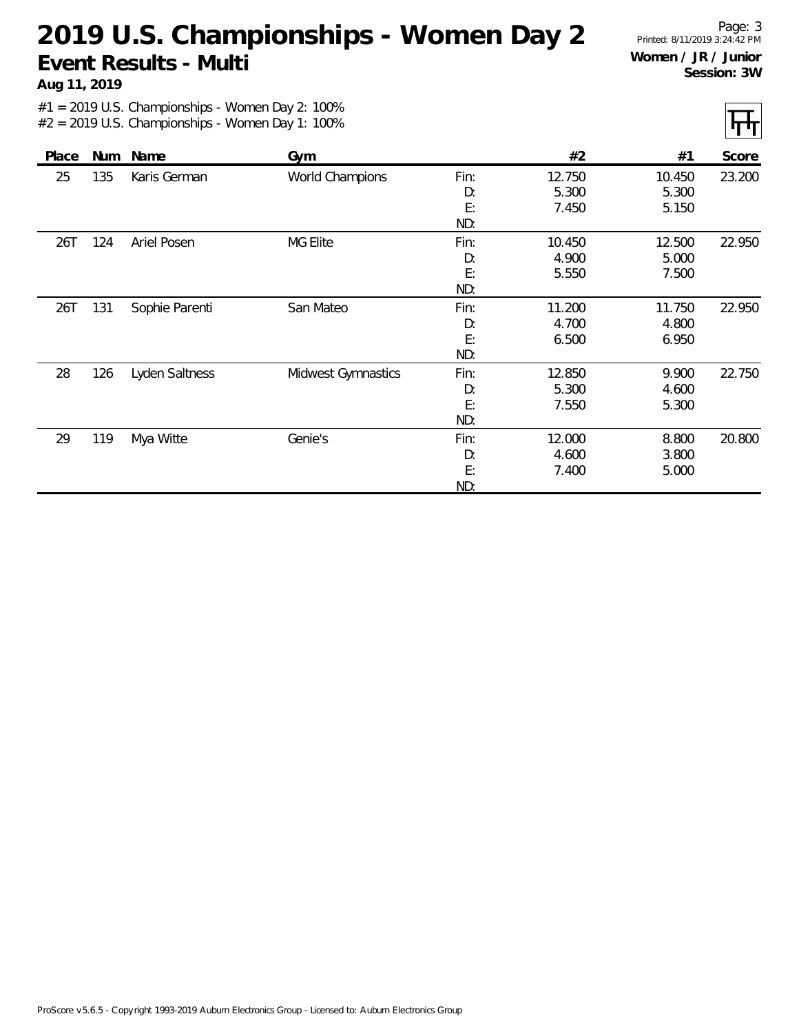# 2019 U.S. Championships - Women Day 2

## Event Results - Multi

**Aug 11, 2019**

**Women / JR / Junior**
**Session: 3W**

#1 = 2019 U.S. Championships - Women Day 2: 100%
#2 = 2019 U.S. Championships - Women Day 1: 100%

| Place | Num | Name | Gym | | #2 | #1 | Score |
|---|---|---|---|---|---|---|---|
| 25 | 135 | Karis German | World Champions | Fin: | 12.750 | 10.450 | 23.200 |
| | | | | D: | 5.300 | 5.300 | |
| | | | | E: | 7.450 | 5.150 | |
| | | | | ND: | | | |
| 26T | 124 | Ariel Posen | MG Elite | Fin: | 10.450 | 12.500 | 22.950 |
| | | | | D: | 4.900 | 5.000 | |
| | | | | E: | 5.550 | 7.500 | |
| | | | | ND: | | | |
| 26T | 131 | Sophie Parenti | San Mateo | Fin: | 11.200 | 11.750 | 22.950 |
| | | | | D: | 4.700 | 4.800 | |
| | | | | E: | 6.500 | 6.950 | |
| | | | | ND: | | | |
| 28 | 126 | Lyden Saltness | Midwest Gymnastics | Fin: | 12.850 | 9.900 | 22.750 |
| | | | | D: | 5.300 | 4.600 | |
| | | | | E: | 7.550 | 5.300 | |
| | | | | ND: | | | |
| 29 | 119 | Mya Witte | Genie's | Fin: | 12.000 | 8.800 | 20.800 |
| | | | | D: | 4.600 | 3.800 | |
| | | | | E: | 7.400 | 5.000 | |
| | | | | ND: | | | |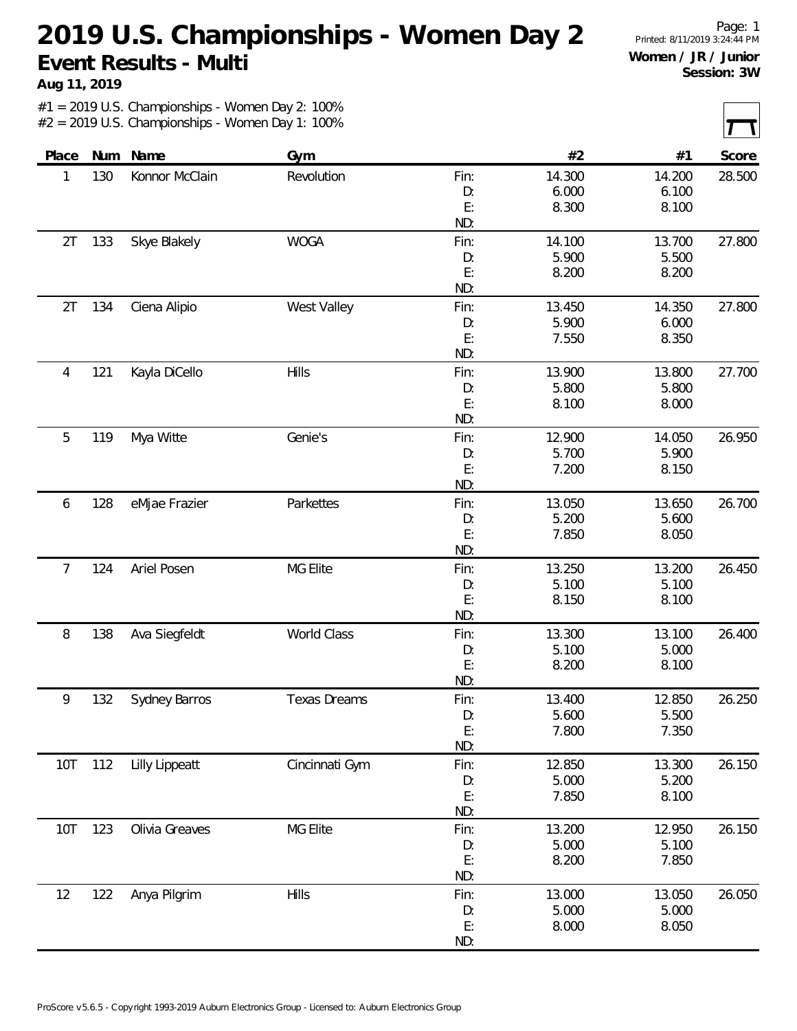# 2019 U.S. Championships - Women Day 2

## Event Results - Multi

**Aug 11, 2019**

**Women / JR / Junior**
**Session: 3W**

#1 = 2019 U.S. Championships - Women Day 2: 100%
#2 = 2019 U.S. Championships - Women Day 1: 100%

| Place | Num | Name | Gym | | #2 | #1 | Score |
|---|---|---|---|---|---|---|---|
| 1 | 130 | Konnor McClain | Revolution | Fin: | 14.300 | 14.200 | 28.500 |
| | | | | D: | 6.000 | 6.100 | |
| | | | | E: | 8.300 | 8.100 | |
| | | | | ND: | | | |
| 2T | 133 | Skye Blakely | WOGA | Fin: | 14.100 | 13.700 | 27.800 |
| | | | | D: | 5.900 | 5.500 | |
| | | | | E: | 8.200 | 8.200 | |
| | | | | ND: | | | |
| 2T | 134 | Ciena Alipio | West Valley | Fin: | 13.450 | 14.350 | 27.800 |
| | | | | D: | 5.900 | 6.000 | |
| | | | | E: | 7.550 | 8.350 | |
| | | | | ND: | | | |
| 4 | 121 | Kayla DiCello | Hills | Fin: | 13.900 | 13.800 | 27.700 |
| | | | | D: | 5.800 | 5.800 | |
| | | | | E: | 8.100 | 8.000 | |
| | | | | ND: | | | |
| 5 | 119 | Mya Witte | Genie's | Fin: | 12.900 | 14.050 | 26.950 |
| | | | | D: | 5.700 | 5.900 | |
| | | | | E: | 7.200 | 8.150 | |
| | | | | ND: | | | |
| 6 | 128 | eMjae Frazier | Parkettes | Fin: | 13.050 | 13.650 | 26.700 |
| | | | | D: | 5.200 | 5.600 | |
| | | | | E: | 7.850 | 8.050 | |
| | | | | ND: | | | |
| 7 | 124 | Ariel Posen | MG Elite | Fin: | 13.250 | 13.200 | 26.450 |
| | | | | D: | 5.100 | 5.100 | |
| | | | | E: | 8.150 | 8.100 | |
| | | | | ND: | | | |
| 8 | 138 | Ava Siegfeldt | World Class | Fin: | 13.300 | 13.100 | 26.400 |
| | | | | D: | 5.100 | 5.000 | |
| | | | | E: | 8.200 | 8.100 | |
| | | | | ND: | | | |
| 9 | 132 | Sydney Barros | Texas Dreams | Fin: | 13.400 | 12.850 | 26.250 |
| | | | | D: | 5.600 | 5.500 | |
| | | | | E: | 7.800 | 7.350 | |
| | | | | ND: | | | |
| 10T | 112 | Lilly Lippeatt | Cincinnati Gym | Fin: | 12.850 | 13.300 | 26.150 |
| | | | | D: | 5.000 | 5.200 | |
| | | | | E: | 7.850 | 8.100 | |
| | | | | ND: | | | |
| 10T | 123 | Olivia Greaves | MG Elite | Fin: | 13.200 | 12.950 | 26.150 |
| | | | | D: | 5.000 | 5.100 | |
| | | | | E: | 8.200 | 7.850 | |
| | | | | ND: | | | |
| 12 | 122 | Anya Pilgrim | Hills | Fin: | 13.000 | 13.050 | 26.050 |
| | | | | D: | 5.000 | 5.000 | |
| | | | | E: | 8.000 | 8.050 | |
| | | | | ND: | | | |

ProScore v5.6.5 - Copyright 1993-2019 Auburn Electronics Group - Licensed to: Auburn Electronics Group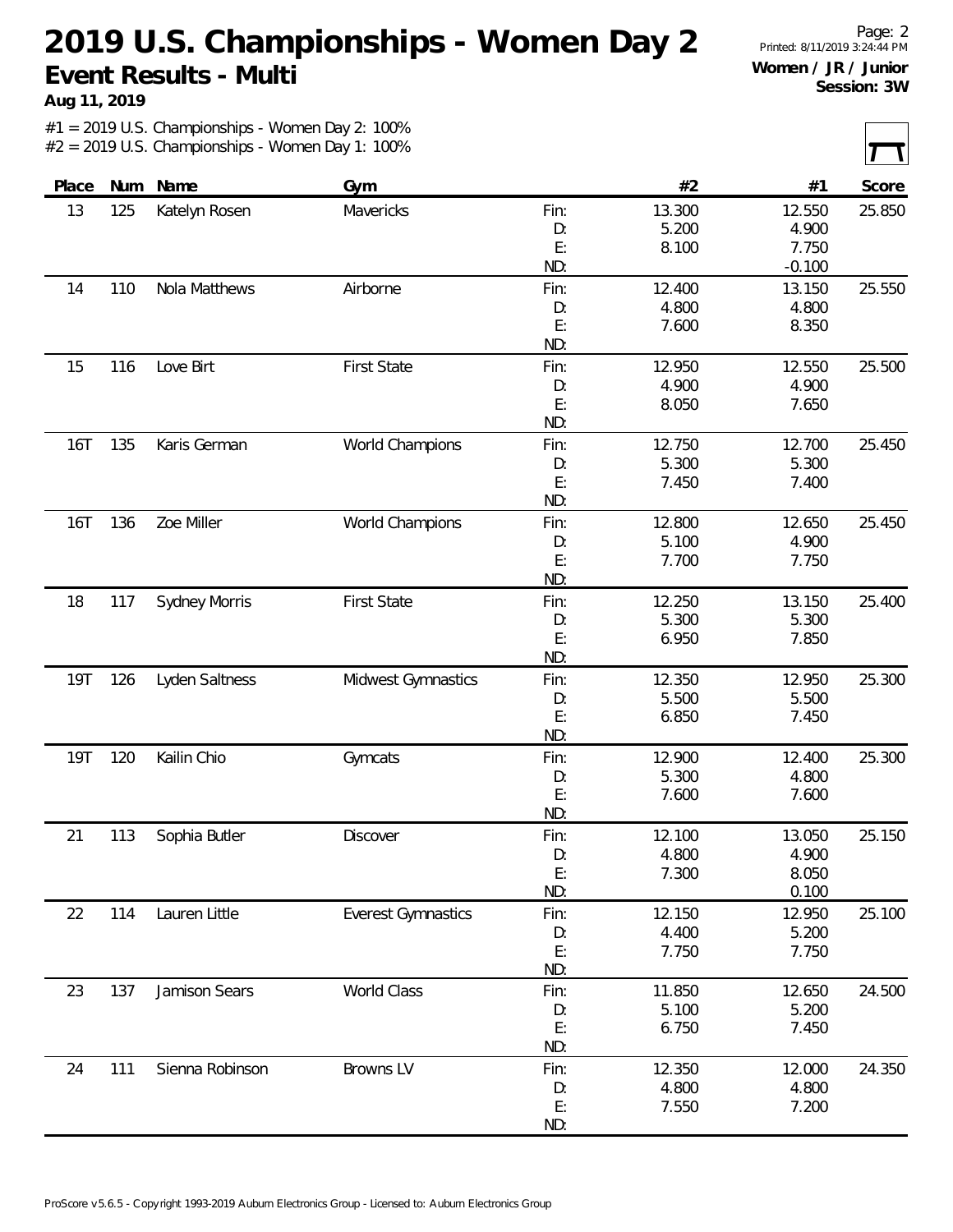# 2019 U.S. Championships - Women Day 2

## Event Results - Multi

**Aug 11, 2019**

**Women / JR / Junior**
**Session: 3W**

#1 = 2019 U.S. Championships - Women Day 2: 100%
#2 = 2019 U.S. Championships - Women Day 1: 100%

| Place | Num | Name | Gym | | #2 | #1 | Score |
|---|---|---|---|---|---|---|---|
| 13 | 125 | Katelyn Rosen | Mavericks | Fin: | 13.300 | 12.550 | 25.850 |
| | | | | D: | 5.200 | 4.900 | |
| | | | | E: | 8.100 | 7.750 | |
| | | | | ND: | | -0.100 | |
| 14 | 110 | Nola Matthews | Airborne | Fin: | 12.400 | 13.150 | 25.550 |
| | | | | D: | 4.800 | 4.800 | |
| | | | | E: | 7.600 | 8.350 | |
| | | | | ND: | | | |
| 15 | 116 | Love Birt | First State | Fin: | 12.950 | 12.550 | 25.500 |
| | | | | D: | 4.900 | 4.900 | |
| | | | | E: | 8.050 | 7.650 | |
| | | | | ND: | | | |
| 16T | 135 | Karis German | World Champions | Fin: | 12.750 | 12.700 | 25.450 |
| | | | | D: | 5.300 | 5.300 | |
| | | | | E: | 7.450 | 7.400 | |
| | | | | ND: | | | |
| 16T | 136 | Zoe Miller | World Champions | Fin: | 12.800 | 12.650 | 25.450 |
| | | | | D: | 5.100 | 4.900 | |
| | | | | E: | 7.700 | 7.750 | |
| | | | | ND: | | | |
| 18 | 117 | Sydney Morris | First State | Fin: | 12.250 | 13.150 | 25.400 |
| | | | | D: | 5.300 | 5.300 | |
| | | | | E: | 6.950 | 7.850 | |
| | | | | ND: | | | |
| 19T | 126 | Lyden Saltness | Midwest Gymnastics | Fin: | 12.350 | 12.950 | 25.300 |
| | | | | D: | 5.500 | 5.500 | |
| | | | | E: | 6.850 | 7.450 | |
| | | | | ND: | | | |
| 19T | 120 | Kailin Chio | Gymcats | Fin: | 12.900 | 12.400 | 25.300 |
| | | | | D: | 5.300 | 4.800 | |
| | | | | E: | 7.600 | 7.600 | |
| | | | | ND: | | | |
| 21 | 113 | Sophia Butler | Discover | Fin: | 12.100 | 13.050 | 25.150 |
| | | | | D: | 4.800 | 4.900 | |
| | | | | E: | 7.300 | 8.050 | |
| | | | | ND: | | 0.100 | |
| 22 | 114 | Lauren Little | Everest Gymnastics | Fin: | 12.150 | 12.950 | 25.100 |
| | | | | D: | 4.400 | 5.200 | |
| | | | | E: | 7.750 | 7.750 | |
| | | | | ND: | | | |
| 23 | 137 | Jamison Sears | World Class | Fin: | 11.850 | 12.650 | 24.500 |
| | | | | D: | 5.100 | 5.200 | |
| | | | | E: | 6.750 | 7.450 | |
| | | | | ND: | | | |
| 24 | 111 | Sienna Robinson | Browns LV | Fin: | 12.350 | 12.000 | 24.350 |
| | | | | D: | 4.800 | 4.800 | |
| | | | | E: | 7.550 | 7.200 | |
| | | | | ND: | | | |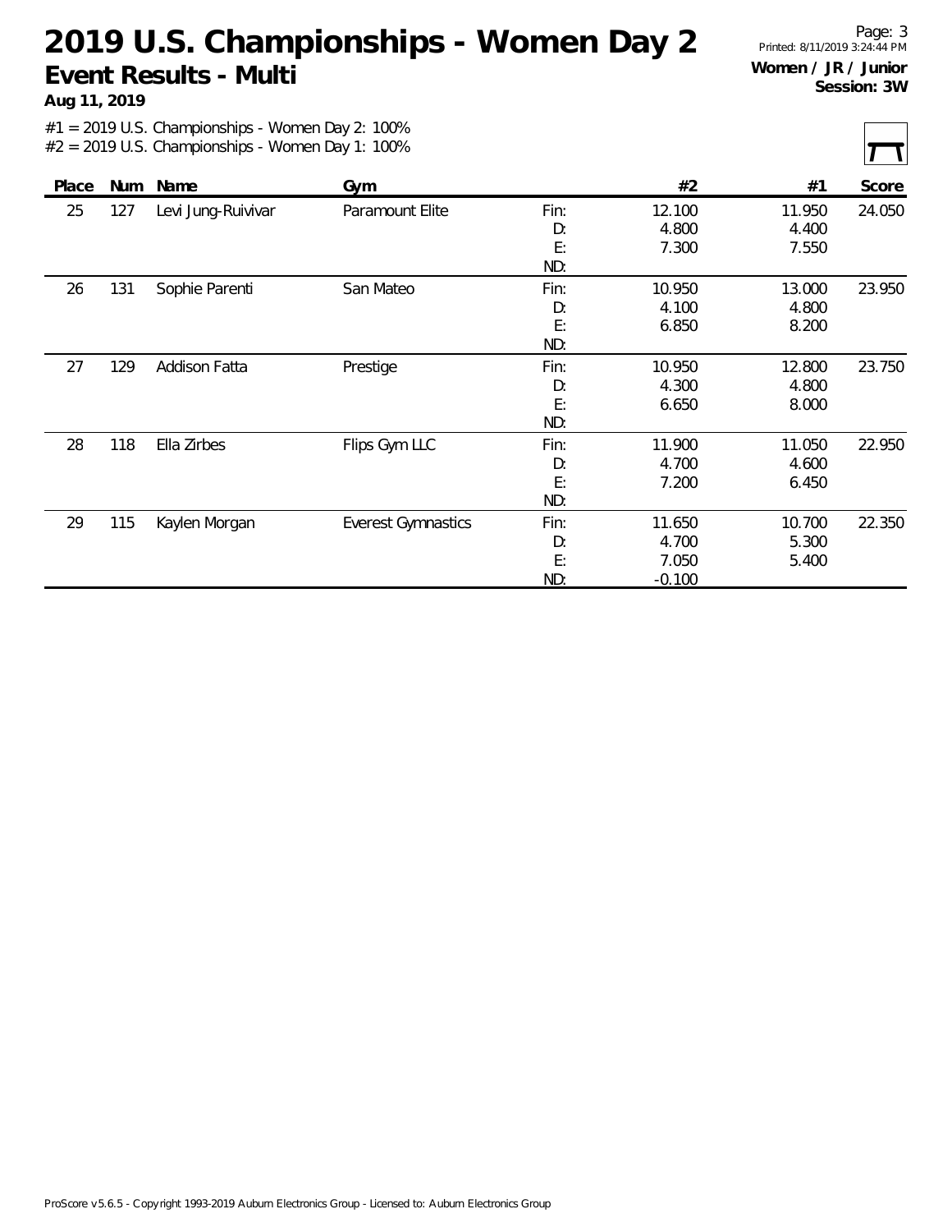# 2019 U.S. Championships - Women Day 2

## Event Results - Multi

**Aug 11, 2019**

**Women / JR / Junior**
**Session: 3W**

#1 = 2019 U.S. Championships - Women Day 2: 100%
#2 = 2019 U.S. Championships - Women Day 1: 100%

| Place | Num | Name | Gym | | #2 | #1 | Score |
|---|---|---|---|---|---|---|---|
| 25 | 127 | Levi Jung-Ruivivar | Paramount Elite | Fin: | 12.100 | 11.950 | 24.050 |
| | | | | D: | 4.800 | 4.400 | |
| | | | | E: | 7.300 | 7.550 | |
| | | | | ND: | | | |
| 26 | 131 | Sophie Parenti | San Mateo | Fin: | 10.950 | 13.000 | 23.950 |
| | | | | D: | 4.100 | 4.800 | |
| | | | | E: | 6.850 | 8.200 | |
| | | | | ND: | | | |
| 27 | 129 | Addison Fatta | Prestige | Fin: | 10.950 | 12.800 | 23.750 |
| | | | | D: | 4.300 | 4.800 | |
| | | | | E: | 6.650 | 8.000 | |
| | | | | ND: | | | |
| 28 | 118 | Ella Zirbes | Flips Gym LLC | Fin: | 11.900 | 11.050 | 22.950 |
| | | | | D: | 4.700 | 4.600 | |
| | | | | E: | 7.200 | 6.450 | |
| | | | | ND: | | | |
| 29 | 115 | Kaylen Morgan | Everest Gymnastics | Fin: | 11.650 | 10.700 | 22.350 |
| | | | | D: | 4.700 | 5.300 | |
| | | | | E: | 7.050 | 5.400 | |
| | | | | ND: | -0.100 | | |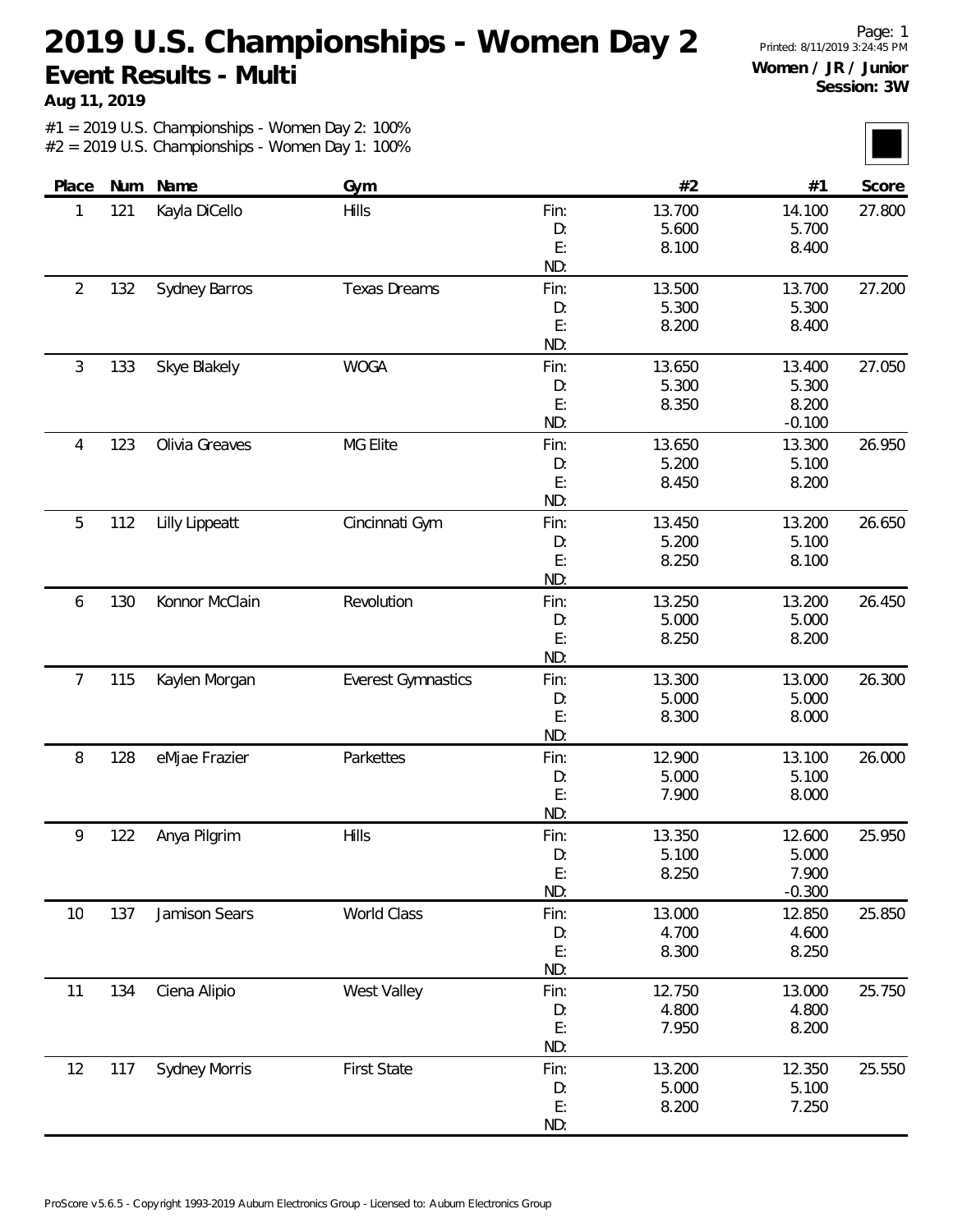# 2019 U.S. Championships - Women Day 2

## Event Results - Multi

**Aug 11, 2019**

**Women / JR / Junior**
**Session: 3W**

#1 = 2019 U.S. Championships - Women Day 2: 100%
#2 = 2019 U.S. Championships - Women Day 1: 100%

| Place | Num | Name | Gym | | #2 | #1 | Score |
|---|---|---|---|---|---|---|---|
| 1 | 121 | Kayla DiCello | Hills | Fin: | 13.700 | 14.100 | 27.800 |
| | | | | D: | 5.600 | 5.700 | |
| | | | | E: | 8.100 | 8.400 | |
| | | | | ND: | | | |
| 2 | 132 | Sydney Barros | Texas Dreams | Fin: | 13.500 | 13.700 | 27.200 |
| | | | | D: | 5.300 | 5.300 | |
| | | | | E: | 8.200 | 8.400 | |
| | | | | ND: | | | |
| 3 | 133 | Skye Blakely | WOGA | Fin: | 13.650 | 13.400 | 27.050 |
| | | | | D: | 5.300 | 5.300 | |
| | | | | E: | 8.350 | 8.200 | |
| | | | | ND: | | -0.100 | |
| 4 | 123 | Olivia Greaves | MG Elite | Fin: | 13.650 | 13.300 | 26.950 |
| | | | | D: | 5.200 | 5.100 | |
| | | | | E: | 8.450 | 8.200 | |
| | | | | ND: | | | |
| 5 | 112 | Lilly Lippeatt | Cincinnati Gym | Fin: | 13.450 | 13.200 | 26.650 |
| | | | | D: | 5.200 | 5.100 | |
| | | | | E: | 8.250 | 8.100 | |
| | | | | ND: | | | |
| 6 | 130 | Konnor McClain | Revolution | Fin: | 13.250 | 13.200 | 26.450 |
| | | | | D: | 5.000 | 5.000 | |
| | | | | E: | 8.250 | 8.200 | |
| | | | | ND: | | | |
| 7 | 115 | Kaylen Morgan | Everest Gymnastics | Fin: | 13.300 | 13.000 | 26.300 |
| | | | | D: | 5.000 | 5.000 | |
| | | | | E: | 8.300 | 8.000 | |
| | | | | ND: | | | |
| 8 | 128 | eMjae Frazier | Parkettes | Fin: | 12.900 | 13.100 | 26.000 |
| | | | | D: | 5.000 | 5.100 | |
| | | | | E: | 7.900 | 8.000 | |
| | | | | ND: | | | |
| 9 | 122 | Anya Pilgrim | Hills | Fin: | 13.350 | 12.600 | 25.950 |
| | | | | D: | 5.100 | 5.000 | |
| | | | | E: | 8.250 | 7.900 | |
| | | | | ND: | | -0.300 | |
| 10 | 137 | Jamison Sears | World Class | Fin: | 13.000 | 12.850 | 25.850 |
| | | | | D: | 4.700 | 4.600 | |
| | | | | E: | 8.300 | 8.250 | |
| | | | | ND: | | | |
| 11 | 134 | Ciena Alipio | West Valley | Fin: | 12.750 | 13.000 | 25.750 |
| | | | | D: | 4.800 | 4.800 | |
| | | | | E: | 7.950 | 8.200 | |
| | | | | ND: | | | |
| 12 | 117 | Sydney Morris | First State | Fin: | 13.200 | 12.350 | 25.550 |
| | | | | D: | 5.000 | 5.100 | |
| | | | | E: | 8.200 | 7.250 | |
| | | | | ND: | | | |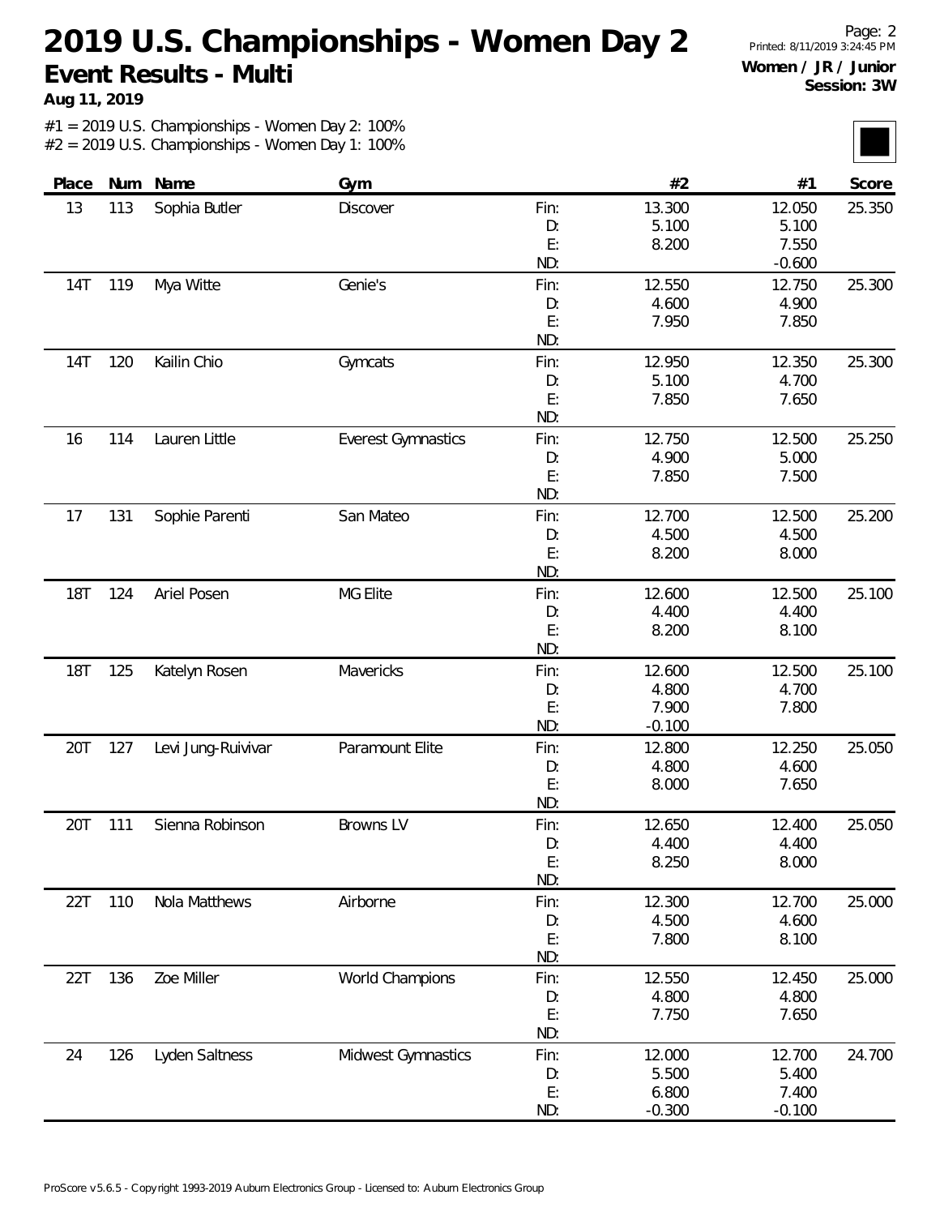# 2019 U.S. Championships - Women Day 2

## Event Results - Multi

**Aug 11, 2019**

Page: 2
Printed: 8/11/2019 3:24:45 PM

**Women / JR / Junior**
**Session: 3W**

#1 = 2019 U.S. Championships - Women Day 2: 100%
#2 = 2019 U.S. Championships - Women Day 1: 100%

| Place | Num | Name | Gym | | #2 | #1 | Score |
|---|---|---|---|---|---|---|---|
| 13 | 113 | Sophia Butler | Discover | Fin: | 13.300 | 12.050 | 25.350 |
| | | | | D: | 5.100 | 5.100 | |
| | | | | E: | 8.200 | 7.550 | |
| | | | | ND: | | -0.600 | |
| 14T | 119 | Mya Witte | Genie's | Fin: | 12.550 | 12.750 | 25.300 |
| | | | | D: | 4.600 | 4.900 | |
| | | | | E: | 7.950 | 7.850 | |
| | | | | ND: | | | |
| 14T | 120 | Kailin Chio | Gymcats | Fin: | 12.950 | 12.350 | 25.300 |
| | | | | D: | 5.100 | 4.700 | |
| | | | | E: | 7.850 | 7.650 | |
| | | | | ND: | | | |
| 16 | 114 | Lauren Little | Everest Gymnastics | Fin: | 12.750 | 12.500 | 25.250 |
| | | | | D: | 4.900 | 5.000 | |
| | | | | E: | 7.850 | 7.500 | |
| | | | | ND: | | | |
| 17 | 131 | Sophie Parenti | San Mateo | Fin: | 12.700 | 12.500 | 25.200 |
| | | | | D: | 4.500 | 4.500 | |
| | | | | E: | 8.200 | 8.000 | |
| | | | | ND: | | | |
| 18T | 124 | Ariel Posen | MG Elite | Fin: | 12.600 | 12.500 | 25.100 |
| | | | | D: | 4.400 | 4.400 | |
| | | | | E: | 8.200 | 8.100 | |
| | | | | ND: | | | |
| 18T | 125 | Katelyn Rosen | Mavericks | Fin: | 12.600 | 12.500 | 25.100 |
| | | | | D: | 4.800 | 4.700 | |
| | | | | E: | 7.900 | 7.800 | |
| | | | | ND: | -0.100 | | |
| 20T | 127 | Levi Jung-Ruivivar | Paramount Elite | Fin: | 12.800 | 12.250 | 25.050 |
| | | | | D: | 4.800 | 4.600 | |
| | | | | E: | 8.000 | 7.650 | |
| | | | | ND: | | | |
| 20T | 111 | Sienna Robinson | Browns LV | Fin: | 12.650 | 12.400 | 25.050 |
| | | | | D: | 4.400 | 4.400 | |
| | | | | E: | 8.250 | 8.000 | |
| | | | | ND: | | | |
| 22T | 110 | Nola Matthews | Airborne | Fin: | 12.300 | 12.700 | 25.000 |
| | | | | D: | 4.500 | 4.600 | |
| | | | | E: | 7.800 | 8.100 | |
| | | | | ND: | | | |
| 22T | 136 | Zoe Miller | World Champions | Fin: | 12.550 | 12.450 | 25.000 |
| | | | | D: | 4.800 | 4.800 | |
| | | | | E: | 7.750 | 7.650 | |
| | | | | ND: | | | |
| 24 | 126 | Lyden Saltness | Midwest Gymnastics | Fin: | 12.000 | 12.700 | 24.700 |
| | | | | D: | 5.500 | 5.400 | |
| | | | | E: | 6.800 | 7.400 | |
| | | | | ND: | -0.300 | -0.100 | |

ProScore v5.6.5 - Copyright 1993-2019 Auburn Electronics Group - Licensed to: Auburn Electronics Group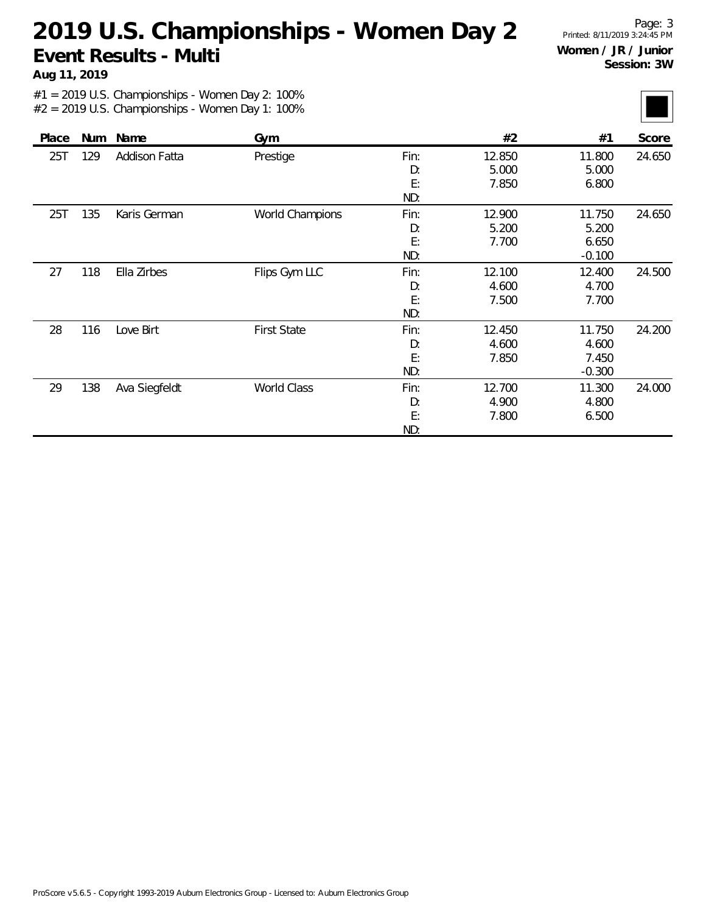# 2019 U.S. Championships - Women Day 2

## Event Results - Multi

**Aug 11, 2019**

**Women / JR / Junior**
**Session: 3W**

#1 = 2019 U.S. Championships - Women Day 2: 100%
#2 = 2019 U.S. Championships - Women Day 1: 100%

| Place | Num | Name | Gym | | #2 | #1 | Score |
|---|---|---|---|---|---|---|---|
| 25T | 129 | Addison Fatta | Prestige | Fin: | 12.850 | 11.800 | 24.650 |
| | | | | D: | 5.000 | 5.000 | |
| | | | | E: | 7.850 | 6.800 | |
| | | | | ND: | | | |
| 25T | 135 | Karis German | World Champions | Fin: | 12.900 | 11.750 | 24.650 |
| | | | | D: | 5.200 | 5.200 | |
| | | | | E: | 7.700 | 6.650 | |
| | | | | ND: | | -0.100 | |
| 27 | 118 | Ella Zirbes | Flips Gym LLC | Fin: | 12.100 | 12.400 | 24.500 |
| | | | | D: | 4.600 | 4.700 | |
| | | | | E: | 7.500 | 7.700 | |
| | | | | ND: | | | |
| 28 | 116 | Love Birt | First State | Fin: | 12.450 | 11.750 | 24.200 |
| | | | | D: | 4.600 | 4.600 | |
| | | | | E: | 7.850 | 7.450 | |
| | | | | ND: | | -0.300 | |
| 29 | 138 | Ava Siegfeldt | World Class | Fin: | 12.700 | 11.300 | 24.000 |
| | | | | D: | 4.900 | 4.800 | |
| | | | | E: | 7.800 | 6.500 | |
| | | | | ND: | | | |